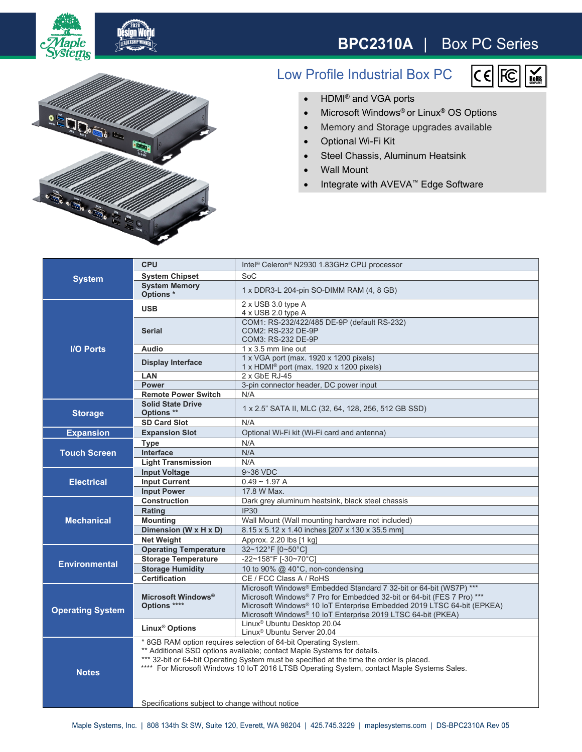# BPC2310A | Box PC Series

## Low Profile Industrial Box PC

- HDMI® and VGA ports
- Microsoft Windows® or Linux® OS Options
- Memory and Storage upgrades available
- Optional Wi-Fi Kit
- Steel Chassis, Aluminum Heatsink
- Wall Mount
- Integrate with AVEVA™ Edge Software

| Category | Item | Specification |
|---|---|---|
| System | CPU | Intel® Celeron® N2930 1.83GHz CPU processor |
| | System Chipset | SoC |
| | System Memory Options * | 1 x DDR3-L 204-pin SO-DIMM RAM (4, 8 GB) |
| I/O Ports | USB | 2 x USB 3.0 type A<br>4 x USB 2.0 type A |
| | Serial | COM1: RS-232/422/485 DE-9P (default RS-232)<br>COM2: RS-232 DE-9P<br>COM3: RS-232 DE-9P |
| | Audio | 1 x 3.5 mm line out |
| | Display Interface | 1 x VGA port (max. 1920 x 1200 pixels)<br>1 x HDMI® port (max. 1920 x 1200 pixels) |
| | LAN | 2 x GbE RJ-45 |
| | Power | 3-pin connector header, DC power input |
| | Remote Power Switch | N/A |
| Storage | Solid State Drive Options ** | 1 x 2.5" SATA II, MLC (32, 64, 128, 256, 512 GB SSD) |
| | SD Card Slot | N/A |
| Expansion | Expansion Slot | Optional Wi-Fi kit (Wi-Fi card and antenna) |
| Touch Screen | Type | N/A |
| | Interface | N/A |
| | Light Transmission | N/A |
| Electrical | Input Voltage | 9~36 VDC |
| | Input Current | 0.49 ~ 1.97 A |
| | Input Power | 17.8 W Max. |
| Mechanical | Construction | Dark grey aluminum heatsink, black steel chassis |
| | Rating | IP30 |
| | Mounting | Wall Mount (Wall mounting hardware not included) |
| | Dimension (W x H x D) | 8.15 x 5.12 x 1.40 inches [207 x 130 x 35.5 mm] |
| | Net Weight | Approx. 2.20 lbs [1 kg] |
| Environmental | Operating Temperature | 32~122°F [0~50°C] |
| | Storage Temperature | -22~158°F [-30~70°C] |
| | Storage Humidity | 10 to 90% @ 40°C, non-condensing |
| | Certification | CE / FCC Class A / RoHS |
| Operating System | Microsoft Windows® Options **** | Microsoft Windows® Embedded Standard 7 32-bit or 64-bit (WS7P) ***<br>Microsoft Windows® 7 Pro for Embedded 32-bit or 64-bit (FES 7 Pro) ***<br>Microsoft Windows® 10 IoT Enterprise Embedded 2019 LTSC 64-bit (EPKEA)<br>Microsoft Windows® 10 IoT Enterprise 2019 LTSC 64-bit (PKEA) |
| | Linux® Options | Linux® Ubuntu Desktop 20.04<br>Linux® Ubuntu Server 20.04 |
| Notes | | * 8GB RAM option requires selection of 64-bit Operating System.<br>** Additional SSD options available; contact Maple Systems for details.<br>*** 32-bit or 64-bit Operating System must be specified at the time the order is placed.<br>**** For Microsoft Windows 10 IoT 2016 LTSB Operating System, contact Maple Systems Sales.<br><br>Specifications subject to change without notice |

Maple Systems, Inc. | 808 134th St SW, Suite 120, Everett, WA 98204 | 425.745.3229 | maplesystems.com | DS-BPC2310A Rev 05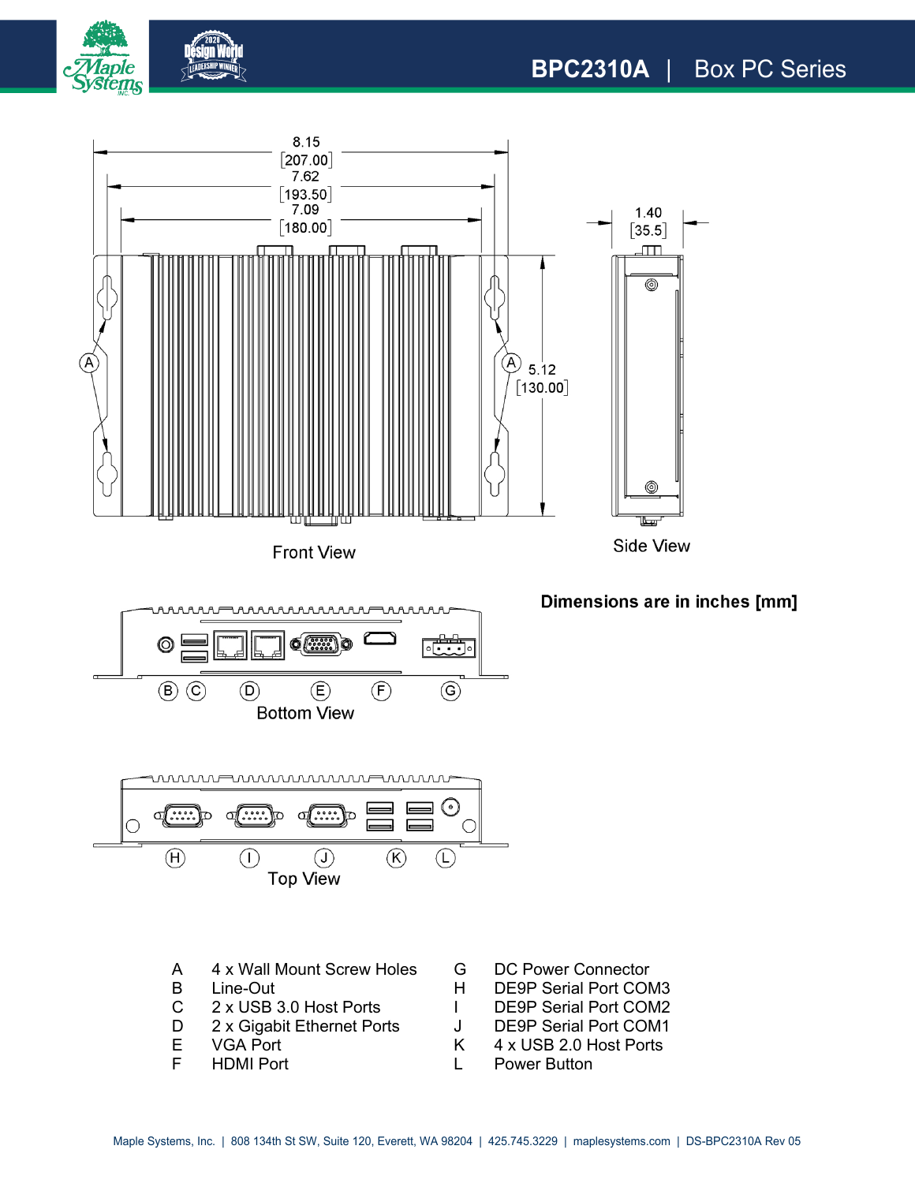8.15
[207.00]
7.62
[193.50]
7.09
[180.00]

1.40
[35.5]

5.12
[130.00]

A

Front View

Side View

**Dimensions are in inches [mm]**

B C D E F G

Bottom View

H I J K L

Top View

| | | | |
|---|---|---|---|
| A | 4 x Wall Mount Screw Holes | G | DC Power Connector |
| B | Line-Out | H | DE9P Serial Port COM3 |
| C | 2 x USB 3.0 Host Ports | I | DE9P Serial Port COM2 |
| D | 2 x Gigabit Ethernet Ports | J | DE9P Serial Port COM1 |
| E | VGA Port | K | 4 x USB 2.0 Host Ports |
| F | HDMI Port | L | Power Button |